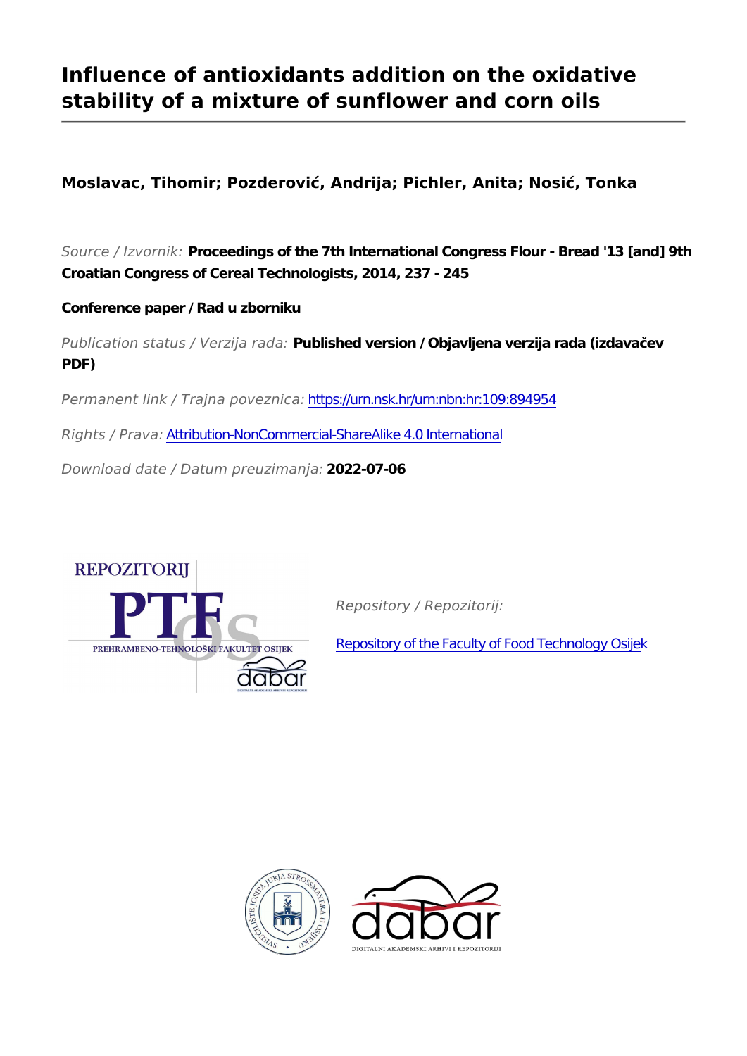# Influence of antioxidants addition on the oxidative stability of a mixture of sunflower and corn oils

**Moslavac, Tihomir; Pozderović, Andrija; Pichler, Anita; Nosić, Tonka**

*Source / Izvornik:* **Proceedings of the 7th International Congress Flour - Bread '13 [and] 9th Croatian Congress of Cereal Technologists, 2014, 237 - 245**

**Conference paper / Rad u zborniku**

*Publication status / Verzija rada:* **Published version / Objavljena verzija rada (izdavačev PDF)**

*Permanent link / Trajna poveznica:* https://urn.nsk.hr/urn:nbn:hr:109:894954

*Rights / Prava:* Attribution-NonCommercial-ShareAlike 4.0 International

*Download date / Datum preuzimanja:* **2022-07-06**

*Repository / Repozitorij:*

Repository of the Faculty of Food Technology Osijek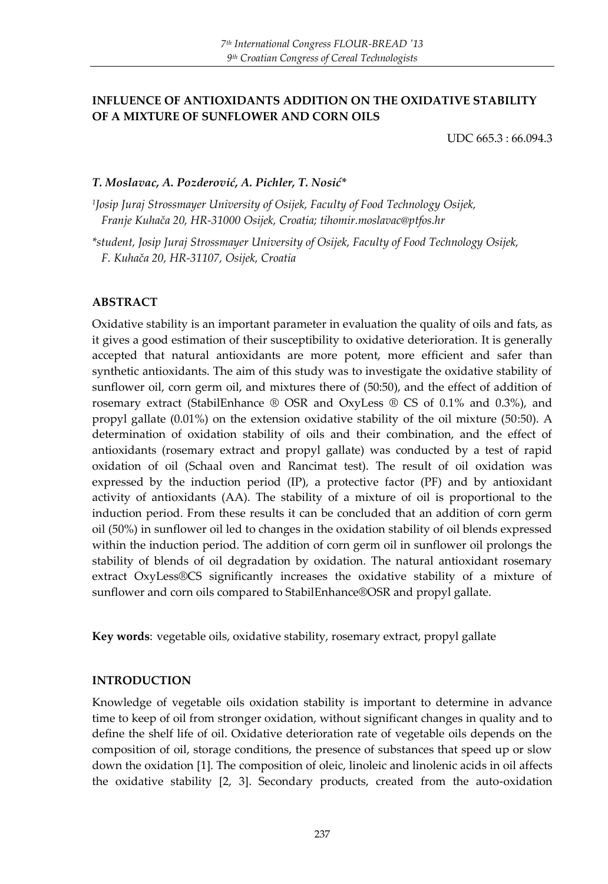**INFLUENCE OF ANTIOXIDANTS ADDITION ON THE OXIDATIVE STABILITY OF A MIXTURE OF SUNFLOWER AND CORN OILS**

UDC 665.3 : 66.094.3

***T. Moslavac, A. Pozderović, A. Pichler, T. Nosić****

*[1]Josip Juraj Strossmayer University of Osijek, Faculty of Food Technology Osijek, Franje Kuhača 20, HR-31000 Osijek, Croatia; tihomir.moslavac@ptfos.hr*

**student, Josip Juraj Strossmayer University of Osijek, Faculty of Food Technology Osijek, F. Kuhača 20, HR-31107, Osijek, Croatia*

## ABSTRACT

Oxidative stability is an important parameter in evaluation the quality of oils and fats, as it gives a good estimation of their susceptibility to oxidative deterioration. It is generally accepted that natural antioxidants are more potent, more efficient and safer than synthetic antioxidants. The aim of this study was to investigate the oxidative stability of sunflower oil, corn germ oil, and mixtures there of (50:50), and the effect of addition of rosemary extract (StabilEnhance ® OSR and OxyLess ® CS of 0.1% and 0.3%), and propyl gallate (0.01%) on the extension oxidative stability of the oil mixture (50:50). A determination of oxidation stability of oils and their combination, and the effect of antioxidants (rosemary extract and propyl gallate) was conducted by a test of rapid oxidation of oil (Schaal oven and Rancimat test). The result of oil oxidation was expressed by the induction period (IP), a protective factor (PF) and by antioxidant activity of antioxidants (AA). The stability of a mixture of oil is proportional to the induction period. From these results it can be concluded that an addition of corn germ oil (50%) in sunflower oil led to changes in the oxidation stability of oil blends expressed within the induction period. The addition of corn germ oil in sunflower oil prolongs the stability of blends of oil degradation by oxidation. The natural antioxidant rosemary extract OxyLess®CS significantly increases the oxidative stability of a mixture of sunflower and corn oils compared to StabilEnhance®OSR and propyl gallate.

**Key words**: vegetable oils, oxidative stability, rosemary extract, propyl gallate

## INTRODUCTION

Knowledge of vegetable oils oxidation stability is important to determine in advance time to keep of oil from stronger oxidation, without significant changes in quality and to define the shelf life of oil. Oxidative deterioration rate of vegetable oils depends on the composition of oil, storage conditions, the presence of substances that speed up or slow down the oxidation [1]. The composition of oleic, linoleic and linolenic acids in oil affects the oxidative stability [2, 3]. Secondary products, created from the auto-oxidation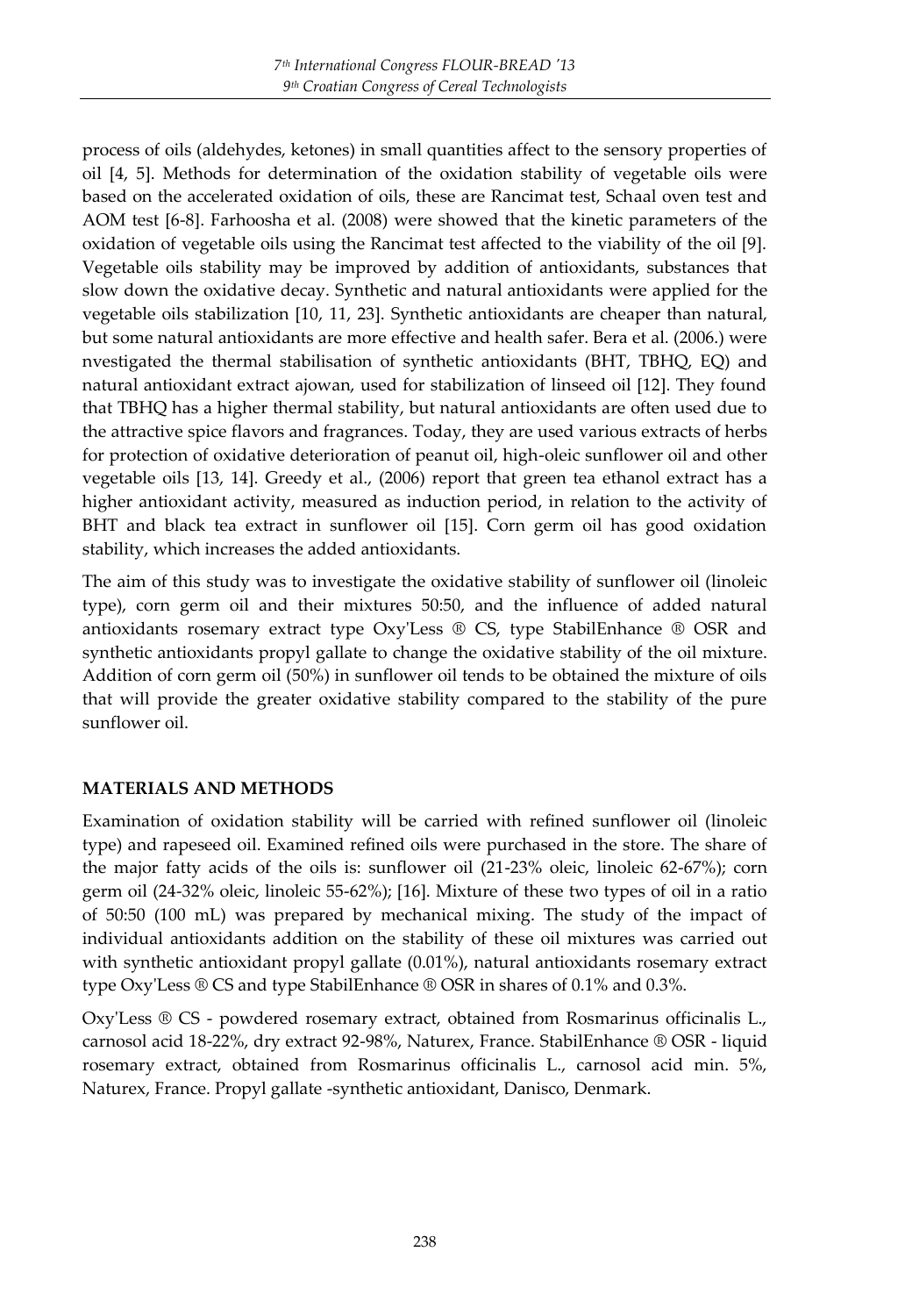process of oils (aldehydes, ketones) in small quantities affect to the sensory properties of oil [4, 5]. Methods for determination of the oxidation stability of vegetable oils were based on the accelerated oxidation of oils, these are Rancimat test, Schaal oven test and AOM test [6-8]. Farhoosha et al. (2008) were showed that the kinetic parameters of the oxidation of vegetable oils using the Rancimat test affected to the viability of the oil [9]. Vegetable oils stability may be improved by addition of antioxidants, substances that slow down the oxidative decay. Synthetic and natural antioxidants were applied for the vegetable oils stabilization [10, 11, 23]. Synthetic antioxidants are cheaper than natural, but some natural antioxidants are more effective and health safer. Bera et al. (2006.) were nvestigated the thermal stabilisation of synthetic antioxidants (BHT, TBHQ, EQ) and natural antioxidant extract ajowan, used for stabilization of linseed oil [12]. They found that TBHQ has a higher thermal stability, but natural antioxidants are often used due to the attractive spice flavors and fragrances. Today, they are used various extracts of herbs for protection of oxidative deterioration of peanut oil, high-oleic sunflower oil and other vegetable oils [13, 14]. Greedy et al., (2006) report that green tea ethanol extract has a higher antioxidant activity, measured as induction period, in relation to the activity of BHT and black tea extract in sunflower oil [15]. Corn germ oil has good oxidation stability, which increases the added antioxidants.

The aim of this study was to investigate the oxidative stability of sunflower oil (linoleic type), corn germ oil and their mixtures 50:50, and the influence of added natural antioxidants rosemary extract type Oxy'Less ® CS, type StabilEnhance ® OSR and synthetic antioxidants propyl gallate to change the oxidative stability of the oil mixture. Addition of corn germ oil (50%) in sunflower oil tends to be obtained the mixture of oils that will provide the greater oxidative stability compared to the stability of the pure sunflower oil.

## MATERIALS AND METHODS

Examination of oxidation stability will be carried with refined sunflower oil (linoleic type) and rapeseed oil. Examined refined oils were purchased in the store. The share of the major fatty acids of the oils is: sunflower oil (21-23% oleic, linoleic 62-67%); corn germ oil (24-32% oleic, linoleic 55-62%); [16]. Mixture of these two types of oil in a ratio of 50:50 (100 mL) was prepared by mechanical mixing. The study of the impact of individual antioxidants addition on the stability of these oil mixtures was carried out with synthetic antioxidant propyl gallate (0.01%), natural antioxidants rosemary extract type Oxy'Less ® CS and type StabilEnhance ® OSR in shares of 0.1% and 0.3%.

Oxy'Less ® CS - powdered rosemary extract, obtained from Rosmarinus officinalis L., carnosol acid 18-22%, dry extract 92-98%, Naturex, France. StabilEnhance ® OSR - liquid rosemary extract, obtained from Rosmarinus officinalis L., carnosol acid min. 5%, Naturex, France. Propyl gallate -synthetic antioxidant, Danisco, Denmark.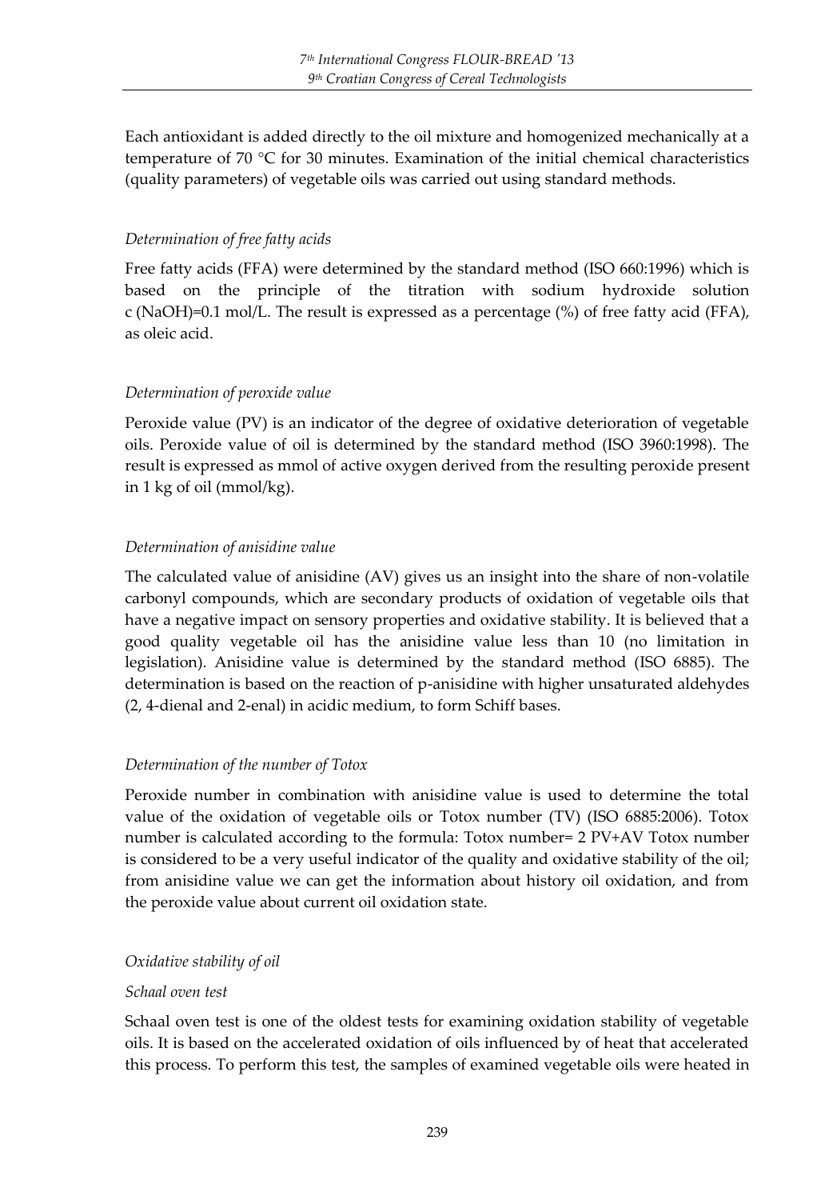Each antioxidant is added directly to the oil mixture and homogenized mechanically at a temperature of 70 °C for 30 minutes. Examination of the initial chemical characteristics (quality parameters) of vegetable oils was carried out using standard methods.

*Determination of free fatty acids*

Free fatty acids (FFA) were determined by the standard method (ISO 660:1996) which is based on the principle of the titration with sodium hydroxide solution c (NaOH)=0.1 mol/L. The result is expressed as a percentage (%) of free fatty acid (FFA), as oleic acid.

*Determination of peroxide value*

Peroxide value (PV) is an indicator of the degree of oxidative deterioration of vegetable oils. Peroxide value of oil is determined by the standard method (ISO 3960:1998). The result is expressed as mmol of active oxygen derived from the resulting peroxide present in 1 kg of oil (mmol/kg).

*Determination of anisidine value*

The calculated value of anisidine (AV) gives us an insight into the share of non-volatile carbonyl compounds, which are secondary products of oxidation of vegetable oils that have a negative impact on sensory properties and oxidative stability. It is believed that a good quality vegetable oil has the anisidine value less than 10 (no limitation in legislation). Anisidine value is determined by the standard method (ISO 6885). The determination is based on the reaction of p-anisidine with higher unsaturated aldehydes (2, 4-dienal and 2-enal) in acidic medium, to form Schiff bases.

*Determination of the number of Totox*

Peroxide number in combination with anisidine value is used to determine the total value of the oxidation of vegetable oils or Totox number (TV) (ISO 6885:2006). Totox number is calculated according to the formula: Totox number= 2 PV+AV Totox number is considered to be a very useful indicator of the quality and oxidative stability of the oil; from anisidine value we can get the information about history oil oxidation, and from the peroxide value about current oil oxidation state.

*Oxidative stability of oil*

*Schaal oven test*

Schaal oven test is one of the oldest tests for examining oxidation stability of vegetable oils. It is based on the accelerated oxidation of oils influenced by of heat that accelerated this process. To perform this test, the samples of examined vegetable oils were heated in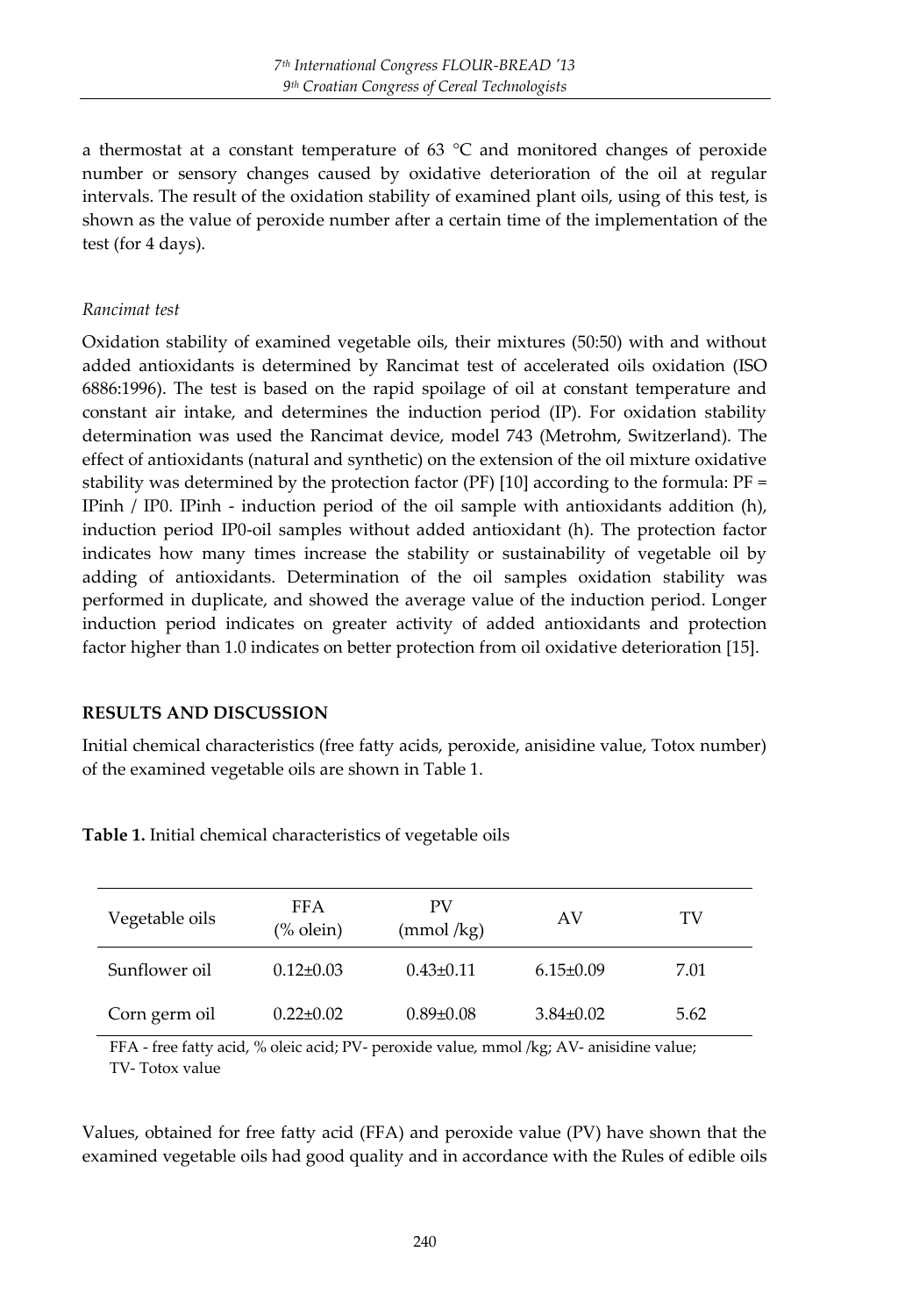a thermostat at a constant temperature of 63 °C and monitored changes of peroxide number or sensory changes caused by oxidative deterioration of the oil at regular intervals. The result of the oxidation stability of examined plant oils, using of this test, is shown as the value of peroxide number after a certain time of the implementation of the test (for 4 days).

*Rancimat test*

Oxidation stability of examined vegetable oils, their mixtures (50:50) with and without added antioxidants is determined by Rancimat test of accelerated oils oxidation (ISO 6886:1996). The test is based on the rapid spoilage of oil at constant temperature and constant air intake, and determines the induction period (IP). For oxidation stability determination was used the Rancimat device, model 743 (Metrohm, Switzerland). The effect of antioxidants (natural and synthetic) on the extension of the oil mixture oxidative stability was determined by the protection factor (PF) [10] according to the formula: PF = IPinh / IP0. IPinh - induction period of the oil sample with antioxidants addition (h), induction period IP0-oil samples without added antioxidant (h). The protection factor indicates how many times increase the stability or sustainability of vegetable oil by adding of antioxidants. Determination of the oil samples oxidation stability was performed in duplicate, and showed the average value of the induction period. Longer induction period indicates on greater activity of added antioxidants and protection factor higher than 1.0 indicates on better protection from oil oxidative deterioration [15].

## RESULTS AND DISCUSSION

Initial chemical characteristics (free fatty acids, peroxide, anisidine value, Totox number) of the examined vegetable oils are shown in Table 1.

**Table 1.** Initial chemical characteristics of vegetable oils

| Vegetable oils | FFA (% olein) | PV (mmol /kg) | AV | TV |
|---|---|---|---|---|
| Sunflower oil | 0.12±0.03 | 0.43±0.11 | 6.15±0.09 | 7.01 |
| Corn germ oil | 0.22±0.02 | 0.89±0.08 | 3.84±0.02 | 5.62 |

FFA - free fatty acid, % oleic acid; PV- peroxide value, mmol /kg; AV- anisidine value; TV- Totox value

Values, obtained for free fatty acid (FFA) and peroxide value (PV) have shown that the examined vegetable oils had good quality and in accordance with the Rules of edible oils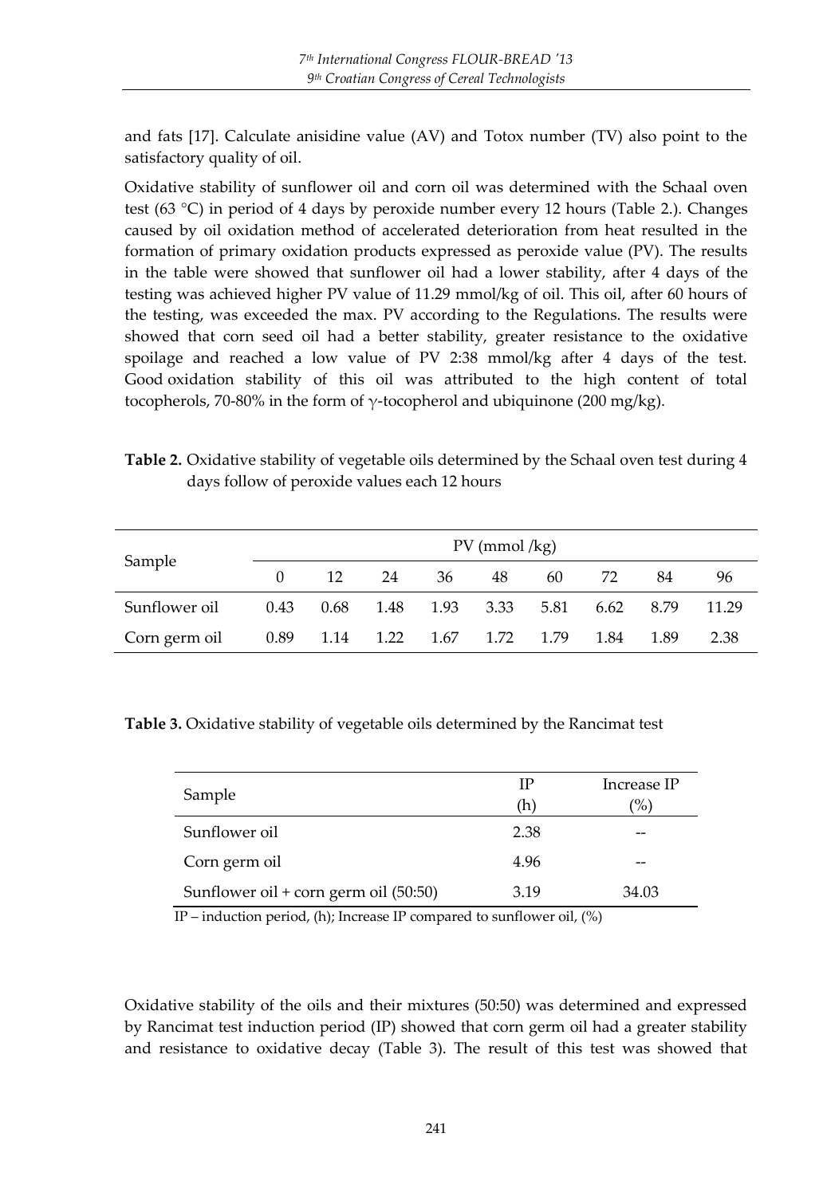and fats [17]. Calculate anisidine value (AV) and Totox number (TV) also point to the satisfactory quality of oil.

Oxidative stability of sunflower oil and corn oil was determined with the Schaal oven test (63 °C) in period of 4 days by peroxide number every 12 hours (Table 2.). Changes caused by oil oxidation method of accelerated deterioration from heat resulted in the formation of primary oxidation products expressed as peroxide value (PV). The results in the table were showed that sunflower oil had a lower stability, after 4 days of the testing was achieved higher PV value of 11.29 mmol/kg of oil. This oil, after 60 hours of the testing, was exceeded the max. PV according to the Regulations. The results were showed that corn seed oil had a better stability, greater resistance to the oxidative spoilage and reached a low value of PV 2:38 mmol/kg after 4 days of the test. Good oxidation stability of this oil was attributed to the high content of total tocopherols, 70-80% in the form of $\gamma$-tocopherol and ubiquinone (200 mg/kg).

**Table 2.** Oxidative stability of vegetable oils determined by the Schaal oven test during 4 days follow of peroxide values each 12 hours

| Sample | PV (mmol /kg) | | | | | | | | |
|---|---|---|---|---|---|---|---|---|---|
| | 0 | 12 | 24 | 36 | 48 | 60 | 72 | 84 | 96 |
| Sunflower oil | 0.43 | 0.68 | 1.48 | 1.93 | 3.33 | 5.81 | 6.62 | 8.79 | 11.29 |
| Corn germ oil | 0.89 | 1.14 | 1.22 | 1.67 | 1.72 | 1.79 | 1.84 | 1.89 | 2.38 |

**Table 3.** Oxidative stability of vegetable oils determined by the Rancimat test

| Sample | IP (h) | Increase IP (%) |
|---|---|---|
| Sunflower oil | 2.38 | -- |
| Corn germ oil | 4.96 | -- |
| Sunflower oil + corn germ oil (50:50) | 3.19 | 34.03 |

IP – induction period, (h); Increase IP compared to sunflower oil, (%)

Oxidative stability of the oils and their mixtures (50:50) was determined and expressed by Rancimat test induction period (IP) showed that corn germ oil had a greater stability and resistance to oxidative decay (Table 3). The result of this test was showed that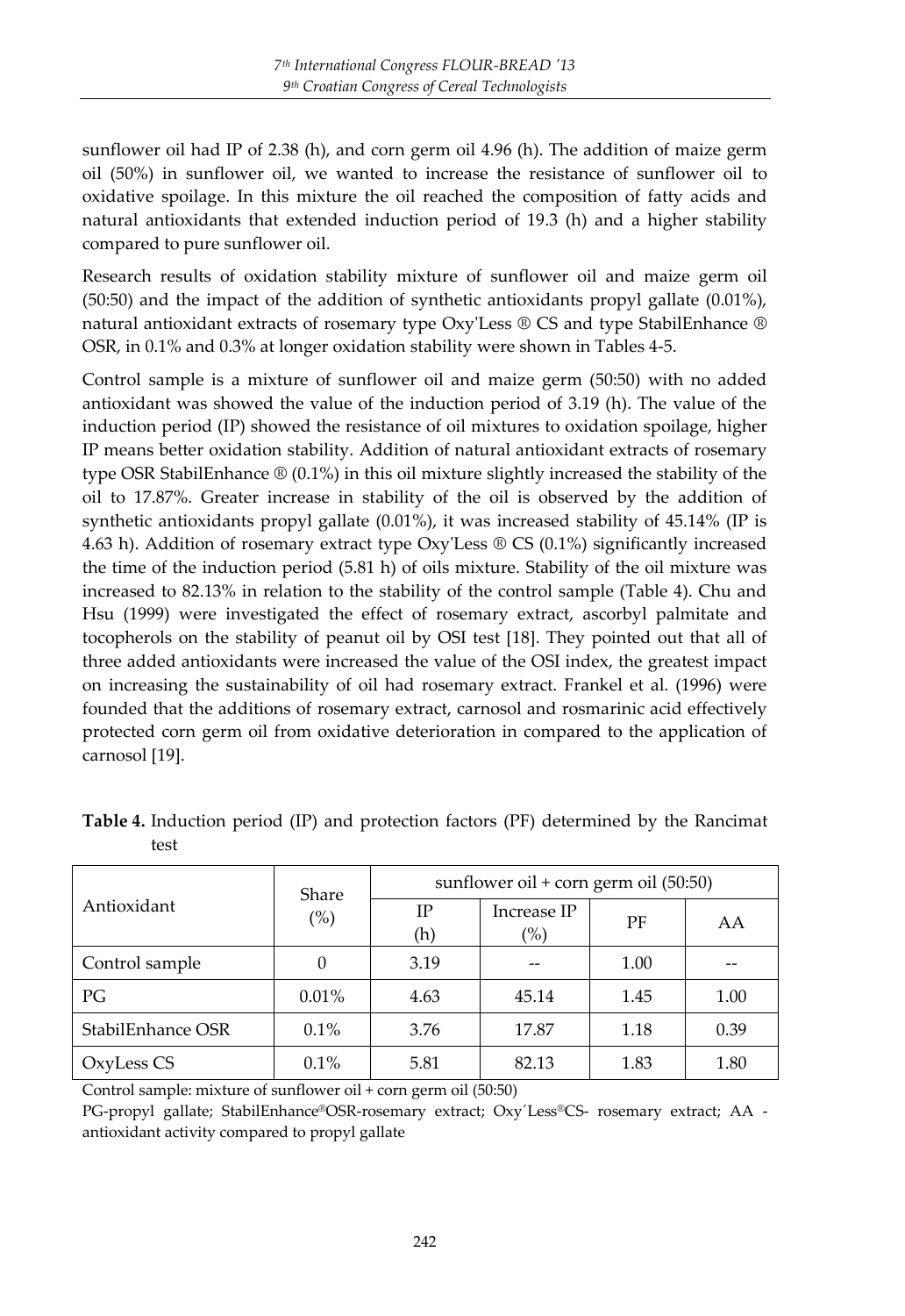sunflower oil had IP of 2.38 (h), and corn germ oil 4.96 (h). The addition of maize germ oil (50%) in sunflower oil, we wanted to increase the resistance of sunflower oil to oxidative spoilage. In this mixture the oil reached the composition of fatty acids and natural antioxidants that extended induction period of 19.3 (h) and a higher stability compared to pure sunflower oil.

Research results of oxidation stability mixture of sunflower oil and maize germ oil (50:50) and the impact of the addition of synthetic antioxidants propyl gallate (0.01%), natural antioxidant extracts of rosemary type Oxy'Less ® CS and type StabilEnhance ® OSR, in 0.1% and 0.3% at longer oxidation stability were shown in Tables 4-5.

Control sample is a mixture of sunflower oil and maize germ (50:50) with no added antioxidant was showed the value of the induction period of 3.19 (h). The value of the induction period (IP) showed the resistance of oil mixtures to oxidation spoilage, higher IP means better oxidation stability. Addition of natural antioxidant extracts of rosemary type OSR StabilEnhance ® (0.1%) in this oil mixture slightly increased the stability of the oil to 17.87%. Greater increase in stability of the oil is observed by the addition of synthetic antioxidants propyl gallate (0.01%), it was increased stability of 45.14% (IP is 4.63 h). Addition of rosemary extract type Oxy'Less ® CS (0.1%) significantly increased the time of the induction period (5.81 h) of oils mixture. Stability of the oil mixture was increased to 82.13% in relation to the stability of the control sample (Table 4). Chu and Hsu (1999) were investigated the effect of rosemary extract, ascorbyl palmitate and tocopherols on the stability of peanut oil by OSI test [18]. They pointed out that all of three added antioxidants were increased the value of the OSI index, the greatest impact on increasing the sustainability of oil had rosemary extract. Frankel et al. (1996) were founded that the additions of rosemary extract, carnosol and rosmarinic acid effectively protected corn germ oil from oxidative deterioration in compared to the application of carnosol [19].

**Table 4.** Induction period (IP) and protection factors (PF) determined by the Rancimat test

| Antioxidant | Share (%) | sunflower oil + corn germ oil (50:50) | | | |
|---|---|---|---|---|---|
| | | IP (h) | Increase IP (%) | PF | AA |
| Control sample | 0 | 3.19 | -- | 1.00 | -- |
| PG | 0.01% | 4.63 | 45.14 | 1.45 | 1.00 |
| StabilEnhance OSR | 0.1% | 3.76 | 17.87 | 1.18 | 0.39 |
| OxyLess CS | 0.1% | 5.81 | 82.13 | 1.83 | 1.80 |

Control sample: mixture of sunflower oil + corn germ oil (50:50)

PG-propyl gallate; StabilEnhance®OSR-rosemary extract; Oxy´Less®CS- rosemary extract; AA - antioxidant activity compared to propyl gallate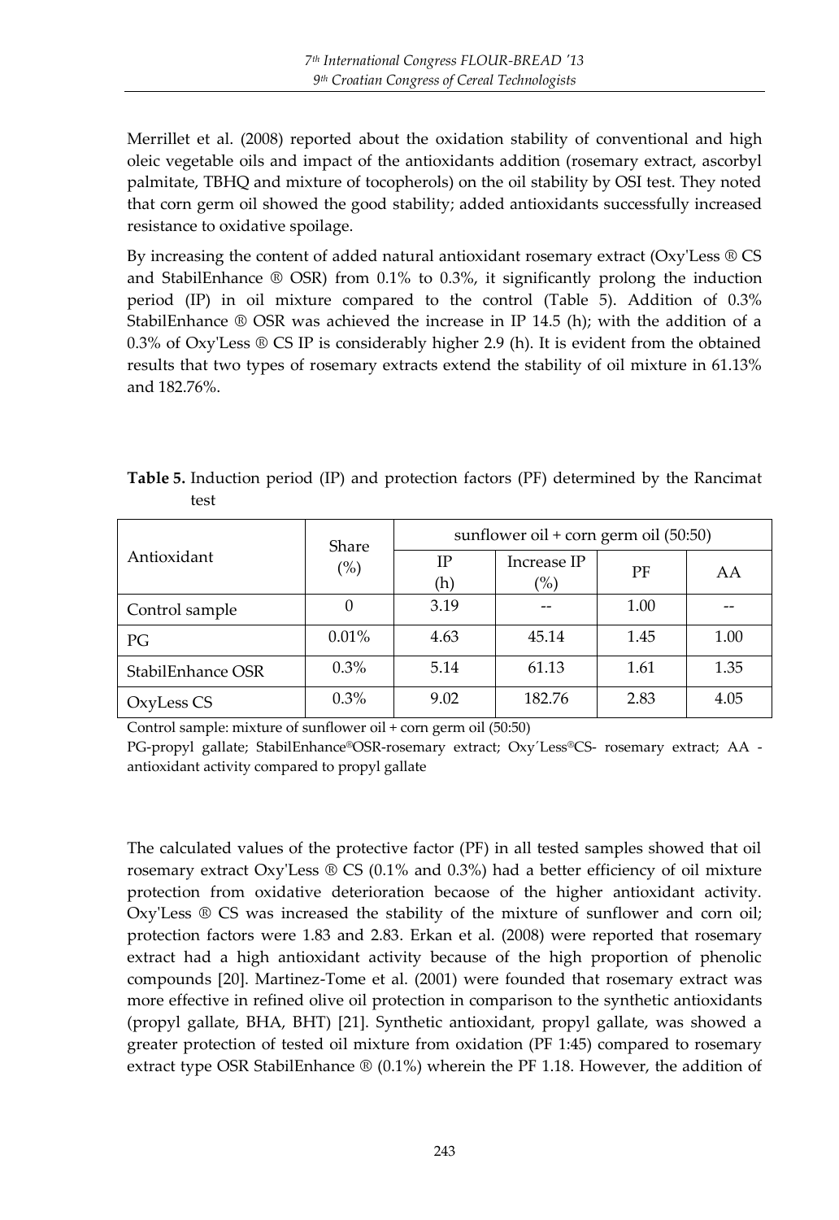Merrillet et al. (2008) reported about the oxidation stability of conventional and high oleic vegetable oils and impact of the antioxidants addition (rosemary extract, ascorbyl palmitate, TBHQ and mixture of tocopherols) on the oil stability by OSI test. They noted that corn germ oil showed the good stability; added antioxidants successfully increased resistance to oxidative spoilage.

By increasing the content of added natural antioxidant rosemary extract (Oxy'Less ® CS and StabilEnhance ® OSR) from 0.1% to 0.3%, it significantly prolong the induction period (IP) in oil mixture compared to the control (Table 5). Addition of 0.3% StabilEnhance ® OSR was achieved the increase in IP 14.5 (h); with the addition of a 0.3% of Oxy'Less ® CS IP is considerably higher 2.9 (h). It is evident from the obtained results that two types of rosemary extracts extend the stability of oil mixture in 61.13% and 182.76%.

**Table 5.** Induction period (IP) and protection factors (PF) determined by the Rancimat test

| Antioxidant | Share (%) | sunflower oil + corn germ oil (50:50) | | | |
|---|---|---|---|---|---|
| | | IP (h) | Increase IP (%) | PF | AA |
| Control sample | 0 | 3.19 | -- | 1.00 | -- |
| PG | 0.01% | 4.63 | 45.14 | 1.45 | 1.00 |
| StabilEnhance OSR | 0.3% | 5.14 | 61.13 | 1.61 | 1.35 |
| OxyLess CS | 0.3% | 9.02 | 182.76 | 2.83 | 4.05 |

Control sample: mixture of sunflower oil + corn germ oil (50:50)

PG-propyl gallate; StabilEnhance®OSR-rosemary extract; Oxy´Less®CS- rosemary extract; AA - antioxidant activity compared to propyl gallate

The calculated values of the protective factor (PF) in all tested samples showed that oil rosemary extract Oxy'Less ® CS (0.1% and 0.3%) had a better efficiency of oil mixture protection from oxidative deterioration becaose of the higher antioxidant activity. Oxy'Less ® CS was increased the stability of the mixture of sunflower and corn oil; protection factors were 1.83 and 2.83. Erkan et al. (2008) were reported that rosemary extract had a high antioxidant activity because of the high proportion of phenolic compounds [20]. Martinez-Tome et al. (2001) were founded that rosemary extract was more effective in refined olive oil protection in comparison to the synthetic antioxidants (propyl gallate, BHA, BHT) [21]. Synthetic antioxidant, propyl gallate, was showed a greater protection of tested oil mixture from oxidation (PF 1:45) compared to rosemary extract type OSR StabilEnhance ® (0.1%) wherein the PF 1.18. However, the addition of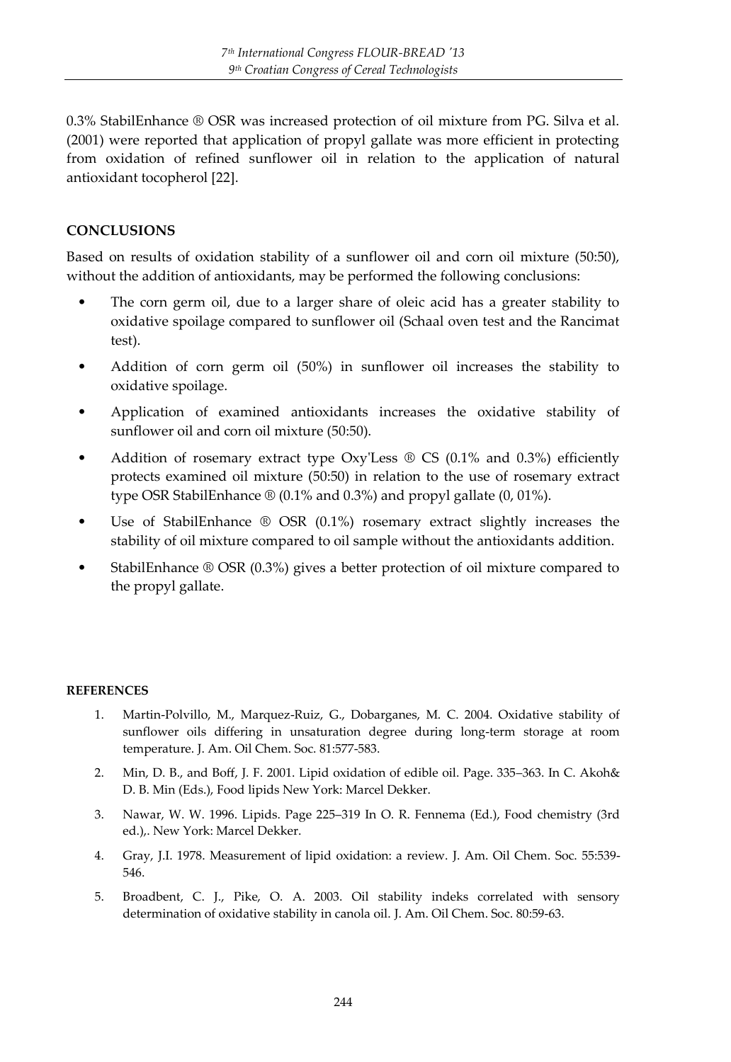0.3% StabilEnhance ® OSR was increased protection of oil mixture from PG. Silva et al. (2001) were reported that application of propyl gallate was more efficient in protecting from oxidation of refined sunflower oil in relation to the application of natural antioxidant tocopherol [22].

## CONCLUSIONS

Based on results of oxidation stability of a sunflower oil and corn oil mixture (50:50), without the addition of antioxidants, may be performed the following conclusions:

- The corn germ oil, due to a larger share of oleic acid has a greater stability to oxidative spoilage compared to sunflower oil (Schaal oven test and the Rancimat test).
- Addition of corn germ oil (50%) in sunflower oil increases the stability to oxidative spoilage.
- Application of examined antioxidants increases the oxidative stability of sunflower oil and corn oil mixture (50:50).
- Addition of rosemary extract type Oxy'Less ® CS (0.1% and 0.3%) efficiently protects examined oil mixture (50:50) in relation to the use of rosemary extract type OSR StabilEnhance ® (0.1% and 0.3%) and propyl gallate (0, 01%).
- Use of StabilEnhance ® OSR (0.1%) rosemary extract slightly increases the stability of oil mixture compared to oil sample without the antioxidants addition.
- StabilEnhance ® OSR (0.3%) gives a better protection of oil mixture compared to the propyl gallate.

### REFERENCES

1. Martin-Polvillo, M., Marquez-Ruiz, G., Dobarganes, M. C. 2004. Oxidative stability of sunflower oils differing in unsaturation degree during long-term storage at room temperature. J. Am. Oil Chem. Soc. 81:577-583.
2. Min, D. B., and Boff, J. F. 2001. Lipid oxidation of edible oil. Page. 335–363. In C. Akoh& D. B. Min (Eds.), Food lipids New York: Marcel Dekker.
3. Nawar, W. W. 1996. Lipids. Page 225–319 In O. R. Fennema (Ed.), Food chemistry (3rd ed.),. New York: Marcel Dekker.
4. Gray, J.I. 1978. Measurement of lipid oxidation: a review. J. Am. Oil Chem. Soc. 55:539-546.
5. Broadbent, C. J., Pike, O. A. 2003. Oil stability indeks correlated with sensory determination of oxidative stability in canola oil. J. Am. Oil Chem. Soc. 80:59-63.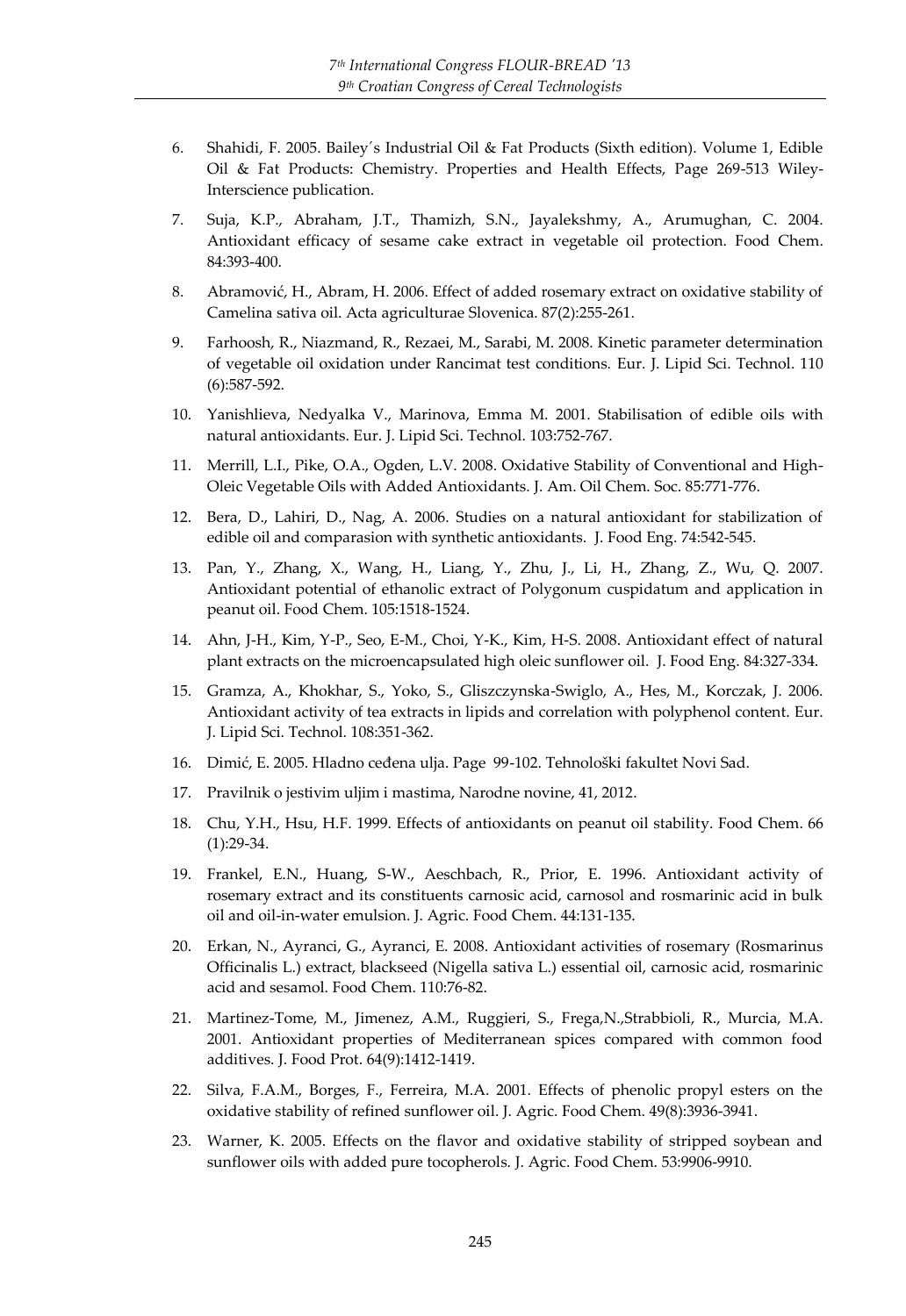6. Shahidi, F. 2005. Bailey´s Industrial Oil & Fat Products (Sixth edition). Volume 1, Edible Oil & Fat Products: Chemistry. Properties and Health Effects, Page 269-513 Wiley-Interscience publication.
7. Suja, K.P., Abraham, J.T., Thamizh, S.N., Jayalekshmy, A., Arumughan, C. 2004. Antioxidant efficacy of sesame cake extract in vegetable oil protection. Food Chem. 84:393-400.
8. Abramović, H., Abram, H. 2006. Effect of added rosemary extract on oxidative stability of Camelina sativa oil. Acta agriculturae Slovenica. 87(2):255-261.
9. Farhoosh, R., Niazmand, R., Rezaei, M., Sarabi, M. 2008. Kinetic parameter determination of vegetable oil oxidation under Rancimat test conditions. Eur. J. Lipid Sci. Technol. 110 (6):587-592.
10. Yanishlieva, Nedyalka V., Marinova, Emma M. 2001. Stabilisation of edible oils with natural antioxidants. Eur. J. Lipid Sci. Technol. 103:752-767.
11. Merrill, L.I., Pike, O.A., Ogden, L.V. 2008. Oxidative Stability of Conventional and High-Oleic Vegetable Oils with Added Antioxidants. J. Am. Oil Chem. Soc. 85:771-776.
12. Bera, D., Lahiri, D., Nag, A. 2006. Studies on a natural antioxidant for stabilization of edible oil and comparasion with synthetic antioxidants. J. Food Eng. 74:542-545.
13. Pan, Y., Zhang, X., Wang, H., Liang, Y., Zhu, J., Li, H., Zhang, Z., Wu, Q. 2007. Antioxidant potential of ethanolic extract of Polygonum cuspidatum and application in peanut oil. Food Chem. 105:1518-1524.
14. Ahn, J-H., Kim, Y-P., Seo, E-M., Choi, Y-K., Kim, H-S. 2008. Antioxidant effect of natural plant extracts on the microencapsulated high oleic sunflower oil. J. Food Eng. 84:327-334.
15. Gramza, A., Khokhar, S., Yoko, S., Gliszczynska-Swiglo, A., Hes, M., Korczak, J. 2006. Antioxidant activity of tea extracts in lipids and correlation with polyphenol content. Eur. J. Lipid Sci. Technol. 108:351-362.
16. Dimić, E. 2005. Hladno ceđena ulja. Page 99-102. Tehnološki fakultet Novi Sad.
17. Pravilnik o jestivim uljim i mastima, Narodne novine, 41, 2012.
18. Chu, Y.H., Hsu, H.F. 1999. Effects of antioxidants on peanut oil stability. Food Chem. 66 (1):29-34.
19. Frankel, E.N., Huang, S-W., Aeschbach, R., Prior, E. 1996. Antioxidant activity of rosemary extract and its constituents carnosic acid, carnosol and rosmarinic acid in bulk oil and oil-in-water emulsion. J. Agric. Food Chem. 44:131-135.
20. Erkan, N., Ayranci, G., Ayranci, E. 2008. Antioxidant activities of rosemary (Rosmarinus Officinalis L.) extract, blackseed (Nigella sativa L.) essential oil, carnosic acid, rosmarinic acid and sesamol. Food Chem. 110:76-82.
21. Martinez-Tome, M., Jimenez, A.M., Ruggieri, S., Frega,N.,Strabbioli, R., Murcia, M.A. 2001. Antioxidant properties of Mediterranean spices compared with common food additives. J. Food Prot. 64(9):1412-1419.
22. Silva, F.A.M., Borges, F., Ferreira, M.A. 2001. Effects of phenolic propyl esters on the oxidative stability of refined sunflower oil. J. Agric. Food Chem. 49(8):3936-3941.
23. Warner, K. 2005. Effects on the flavor and oxidative stability of stripped soybean and sunflower oils with added pure tocopherols. J. Agric. Food Chem. 53:9906-9910.